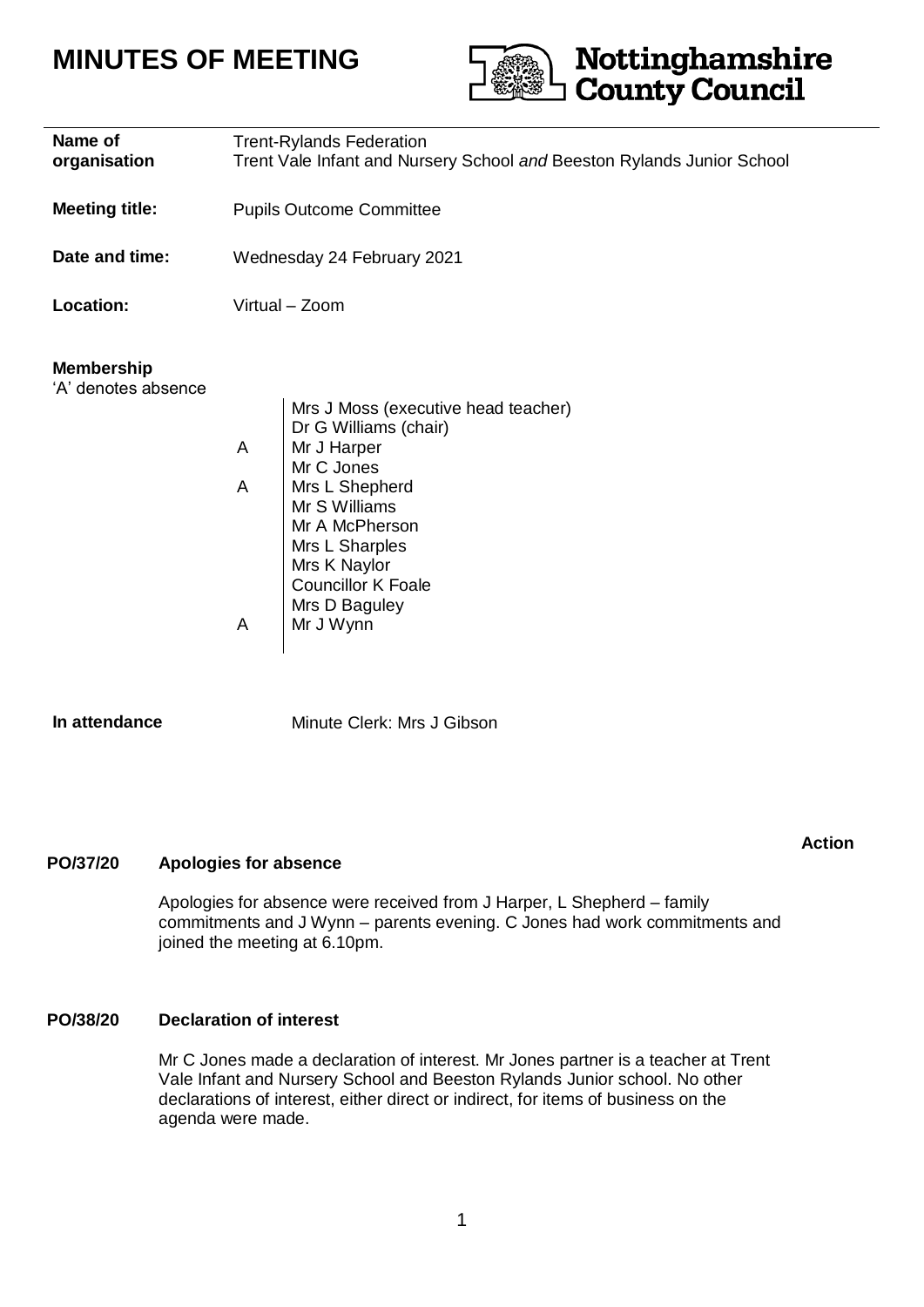# MINUTES OF MEETING

Nottinghamshire County Council

| | |
|---|---|
| **Name of organisation** | Trent-Rylands Federation<br>Trent Vale Infant and Nursery School *and* Beeston Rylands Junior School |
| **Meeting title:** | Pupils Outcome Committee |
| **Date and time:** | Wednesday 24 February 2021 |
| **Location:** | Virtual – Zoom |

**Membership**
'A' denotes absence

| | |
|---|---|
| | Mrs J Moss (executive head teacher) |
| | Dr G Williams (chair) |
| A | Mr J Harper |
| | Mr C Jones |
| A | Mrs L Shepherd |
| | Mr S Williams |
| | Mr A McPherson |
| | Mrs L Sharples |
| | Mrs K Naylor |
| | Councillor K Foale |
| | Mrs D Baguley |
| A | Mr J Wynn |

**In attendance** Minute Clerk: Mrs J Gibson

**Action**

**PO/37/20 Apologies for absence**

Apologies for absence were received from J Harper, L Shepherd – family commitments and J Wynn – parents evening. C Jones had work commitments and joined the meeting at 6.10pm.

**PO/38/20 Declaration of interest**

Mr C Jones made a declaration of interest. Mr Jones partner is a teacher at Trent Vale Infant and Nursery School and Beeston Rylands Junior school. No other declarations of interest, either direct or indirect, for items of business on the agenda were made.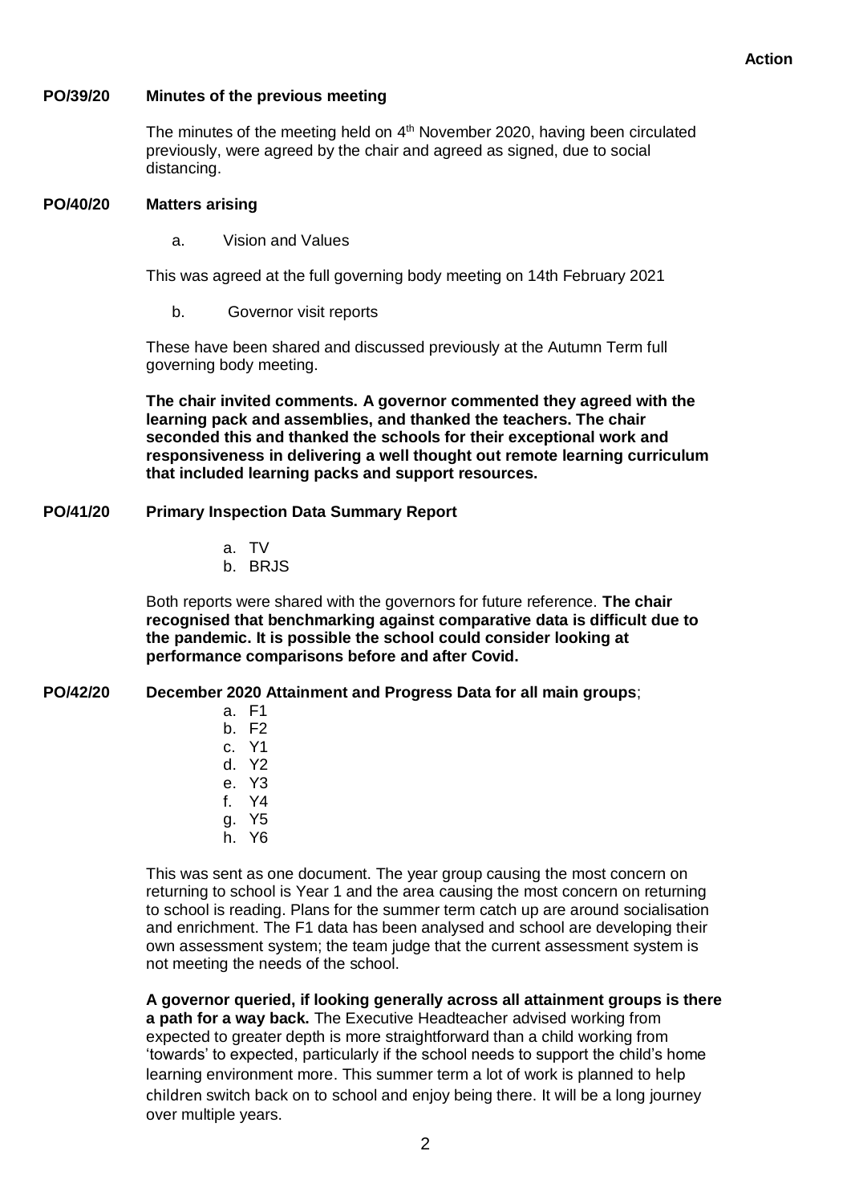**Action**

**PO/39/20 Minutes of the previous meeting**

The minutes of the meeting held on 4th November 2020, having been circulated previously, were agreed by the chair and agreed as signed, due to social distancing.

**PO/40/20 Matters arising**

a. Vision and Values

This was agreed at the full governing body meeting on 14th February 2021

b. Governor visit reports

These have been shared and discussed previously at the Autumn Term full governing body meeting.

**The chair invited comments. A governor commented they agreed with the learning pack and assemblies, and thanked the teachers. The chair seconded this and thanked the schools for their exceptional work and responsiveness in delivering a well thought out remote learning curriculum that included learning packs and support resources.**

**PO/41/20 Primary Inspection Data Summary Report**

a. TV
b. BRJS

Both reports were shared with the governors for future reference. **The chair recognised that benchmarking against comparative data is difficult due to the pandemic. It is possible the school could consider looking at performance comparisons before and after Covid.**

**PO/42/20 December 2020 Attainment and Progress Data for all main groups**;

a. F1
b. F2
c. Y1
d. Y2
e. Y3
f. Y4
g. Y5
h. Y6

This was sent as one document. The year group causing the most concern on returning to school is Year 1 and the area causing the most concern on returning to school is reading. Plans for the summer term catch up are around socialisation and enrichment. The F1 data has been analysed and school are developing their own assessment system; the team judge that the current assessment system is not meeting the needs of the school.

**A governor queried, if looking generally across all attainment groups is there a path for a way back.** The Executive Headteacher advised working from expected to greater depth is more straightforward than a child working from 'towards' to expected, particularly if the school needs to support the child's home learning environment more. This summer term a lot of work is planned to help children switch back on to school and enjoy being there. It will be a long journey over multiple years.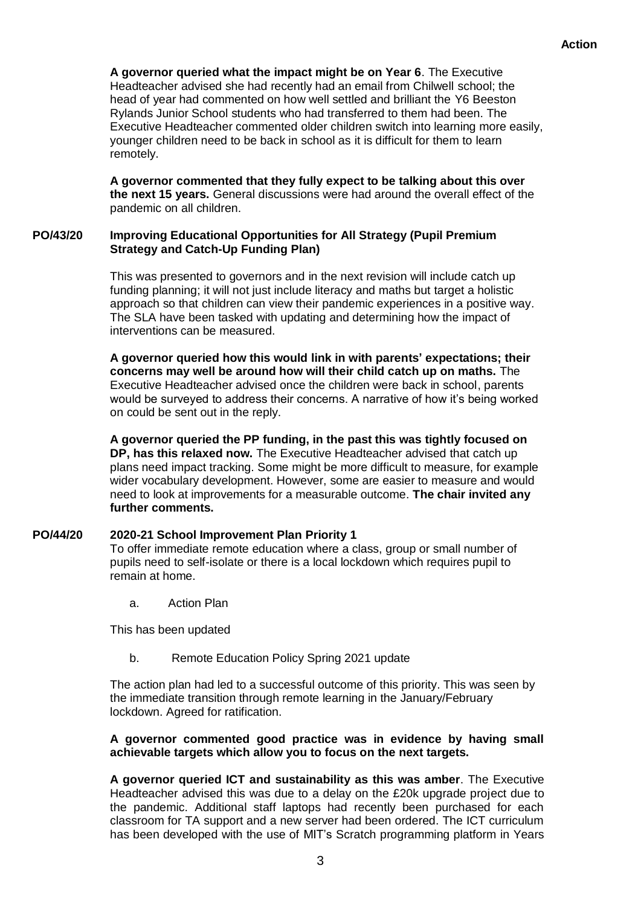**Action**

**A governor queried what the impact might be on Year 6**. The Executive Headteacher advised she had recently had an email from Chilwell school; the head of year had commented on how well settled and brilliant the Y6 Beeston Rylands Junior School students who had transferred to them had been. The Executive Headteacher commented older children switch into learning more easily, younger children need to be back in school as it is difficult for them to learn remotely.

**A governor commented that they fully expect to be talking about this over the next 15 years.** General discussions were had around the overall effect of the pandemic on all children.

**PO/43/20 Improving Educational Opportunities for All Strategy (Pupil Premium Strategy and Catch-Up Funding Plan)**

This was presented to governors and in the next revision will include catch up funding planning; it will not just include literacy and maths but target a holistic approach so that children can view their pandemic experiences in a positive way. The SLA have been tasked with updating and determining how the impact of interventions can be measured.

**A governor queried how this would link in with parents' expectations; their concerns may well be around how will their child catch up on maths.** The Executive Headteacher advised once the children were back in school, parents would be surveyed to address their concerns. A narrative of how it's being worked on could be sent out in the reply.

**A governor queried the PP funding, in the past this was tightly focused on DP, has this relaxed now.** The Executive Headteacher advised that catch up plans need impact tracking. Some might be more difficult to measure, for example wider vocabulary development. However, some are easier to measure and would need to look at improvements for a measurable outcome. **The chair invited any further comments.**

**PO/44/20 2020-21 School Improvement Plan Priority 1**

To offer immediate remote education where a class, group or small number of pupils need to self-isolate or there is a local lockdown which requires pupil to remain at home.

a. Action Plan

This has been updated

b. Remote Education Policy Spring 2021 update

The action plan had led to a successful outcome of this priority. This was seen by the immediate transition through remote learning in the January/February lockdown. Agreed for ratification.

**A governor commented good practice was in evidence by having small achievable targets which allow you to focus on the next targets.**

**A governor queried ICT and sustainability as this was amber**. The Executive Headteacher advised this was due to a delay on the £20k upgrade project due to the pandemic. Additional staff laptops had recently been purchased for each classroom for TA support and a new server had been ordered. The ICT curriculum has been developed with the use of MIT's Scratch programming platform in Years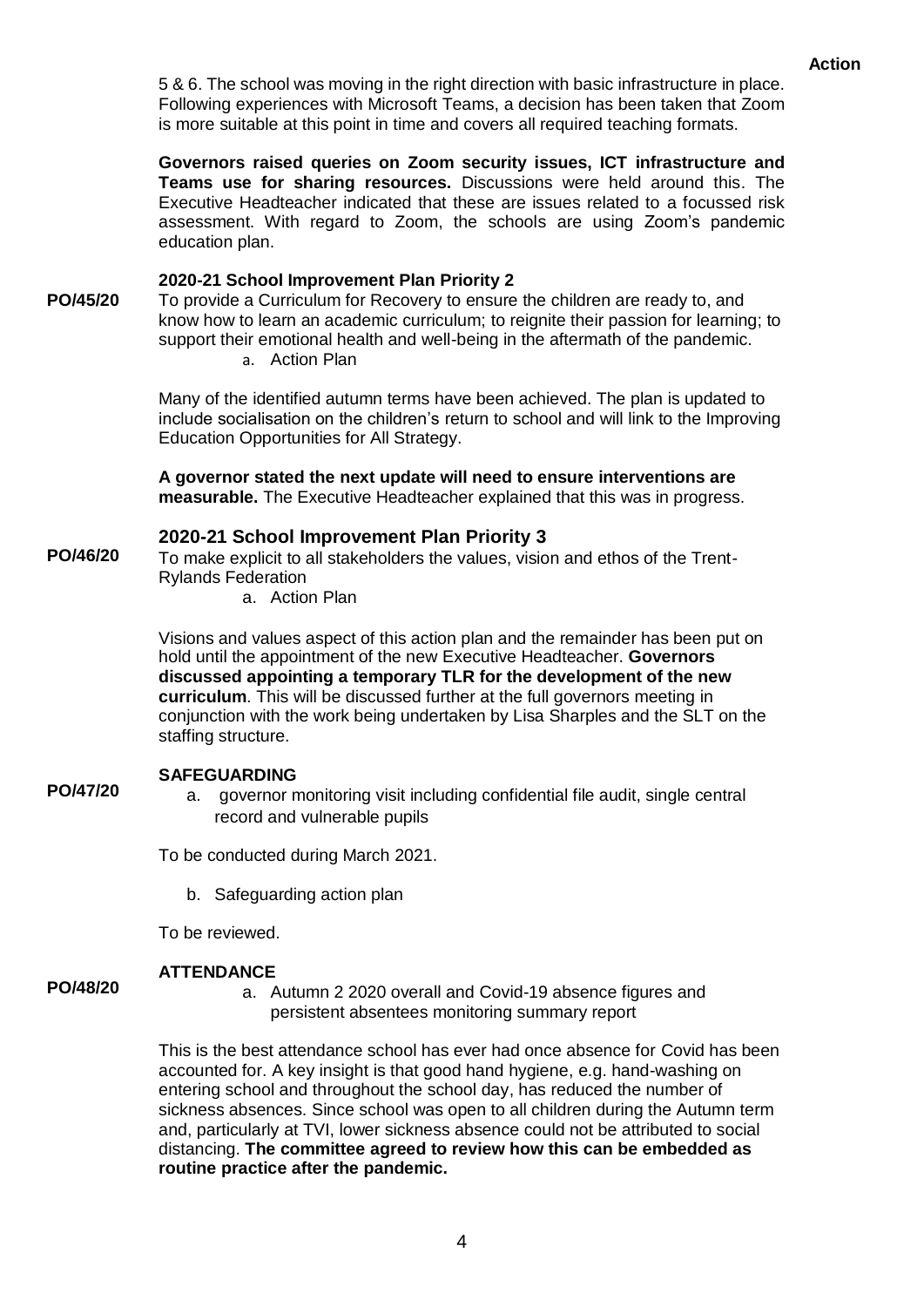**Action**

5 & 6. The school was moving in the right direction with basic infrastructure in place. Following experiences with Microsoft Teams, a decision has been taken that Zoom is more suitable at this point in time and covers all required teaching formats.

**Governors raised queries on Zoom security issues, ICT infrastructure and Teams use for sharing resources.** Discussions were held around this. The Executive Headteacher indicated that these are issues related to a focussed risk assessment. With regard to Zoom, the schools are using Zoom's pandemic education plan.

**PO/45/20** **2020-21 School Improvement Plan Priority 2**

To provide a Curriculum for Recovery to ensure the children are ready to, and know how to learn an academic curriculum; to reignite their passion for learning; to support their emotional health and well-being in the aftermath of the pandemic.

a. Action Plan

Many of the identified autumn terms have been achieved. The plan is updated to include socialisation on the children's return to school and will link to the Improving Education Opportunities for All Strategy.

**A governor stated the next update will need to ensure interventions are measurable.** The Executive Headteacher explained that this was in progress.

**PO/46/20** **2020-21 School Improvement Plan Priority 3**

To make explicit to all stakeholders the values, vision and ethos of the Trent-Rylands Federation

a. Action Plan

Visions and values aspect of this action plan and the remainder has been put on hold until the appointment of the new Executive Headteacher. **Governors discussed appointing a temporary TLR for the development of the new curriculum**. This will be discussed further at the full governors meeting in conjunction with the work being undertaken by Lisa Sharples and the SLT on the staffing structure.

**PO/47/20** **SAFEGUARDING**

a. governor monitoring visit including confidential file audit, single central record and vulnerable pupils

To be conducted during March 2021.

b. Safeguarding action plan

To be reviewed.

**PO/48/20** **ATTENDANCE**

a. Autumn 2 2020 overall and Covid-19 absence figures and persistent absentees monitoring summary report

This is the best attendance school has ever had once absence for Covid has been accounted for. A key insight is that good hand hygiene, e.g. hand-washing on entering school and throughout the school day, has reduced the number of sickness absences. Since school was open to all children during the Autumn term and, particularly at TVI, lower sickness absence could not be attributed to social distancing. **The committee agreed to review how this can be embedded as routine practice after the pandemic.**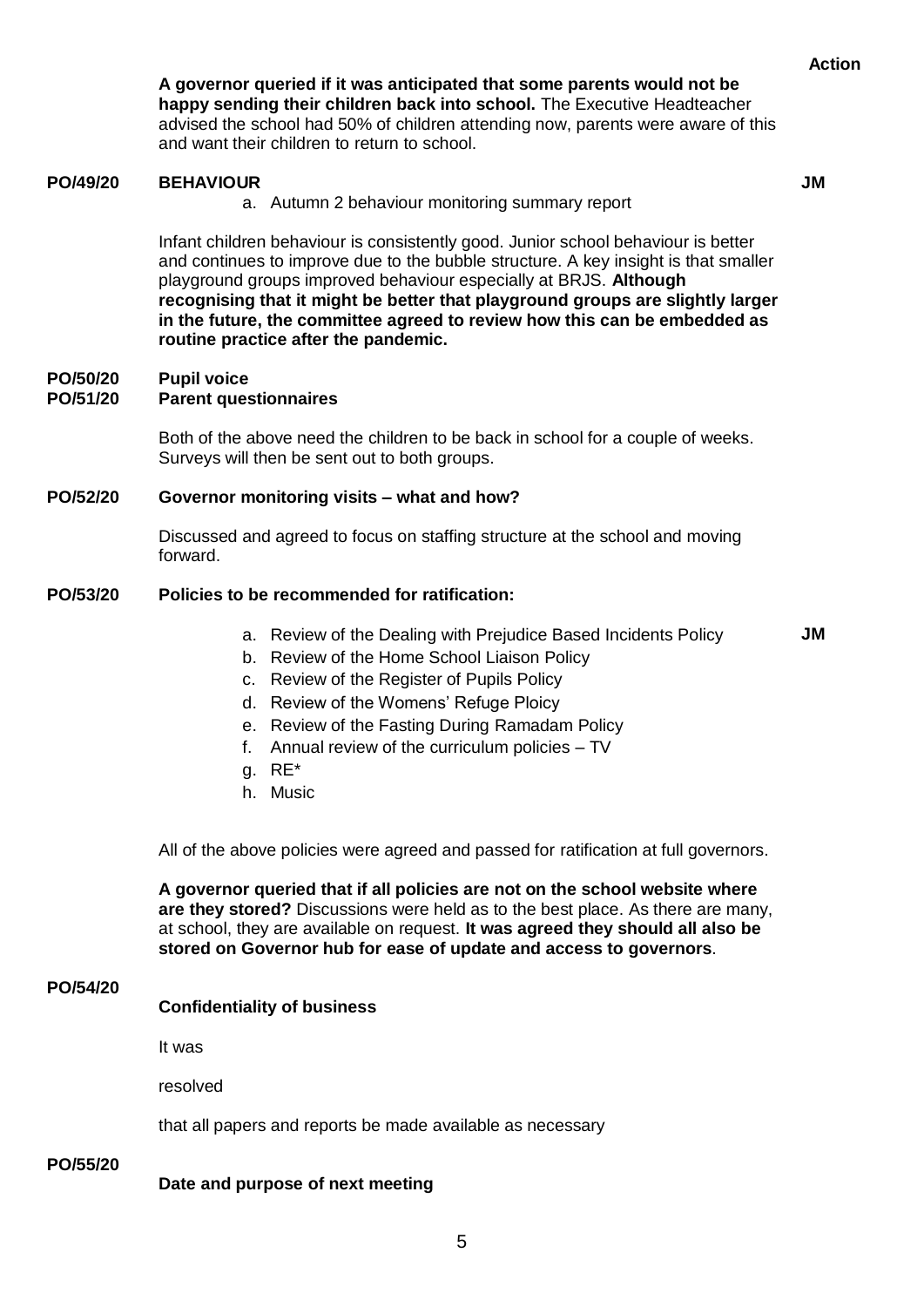**Action**

**A governor queried if it was anticipated that some parents would not be happy sending their children back into school.** The Executive Headteacher advised the school had 50% of children attending now, parents were aware of this and want their children to return to school.

**PO/49/20 BEHAVIOUR** **JM**

a. Autumn 2 behaviour monitoring summary report

Infant children behaviour is consistently good. Junior school behaviour is better and continues to improve due to the bubble structure. A key insight is that smaller playground groups improved behaviour especially at BRJS. **Although recognising that it might be better that playground groups are slightly larger in the future, the committee agreed to review how this can be embedded as routine practice after the pandemic.**

**PO/50/20 Pupil voice**
**PO/51/20 Parent questionnaires**

Both of the above need the children to be back in school for a couple of weeks. Surveys will then be sent out to both groups.

**PO/52/20 Governor monitoring visits – what and how?**

Discussed and agreed to focus on staffing structure at the school and moving forward.

**PO/53/20 Policies to be recommended for ratification:** **JM**

a. Review of the Dealing with Prejudice Based Incidents Policy
b. Review of the Home School Liaison Policy
c. Review of the Register of Pupils Policy
d. Review of the Womens' Refuge Ploicy
e. Review of the Fasting During Ramadam Policy
f. Annual review of the curriculum policies – TV
g. RE*
h. Music

All of the above policies were agreed and passed for ratification at full governors.

**A governor queried that if all policies are not on the school website where are they stored?** Discussions were held as to the best place. As there are many, at school, they are available on request. **It was agreed they should all also be stored on Governor hub for ease of update and access to governors**.

**PO/54/20 Confidentiality of business**

It was

resolved

that all papers and reports be made available as necessary

**PO/55/20 Date and purpose of next meeting**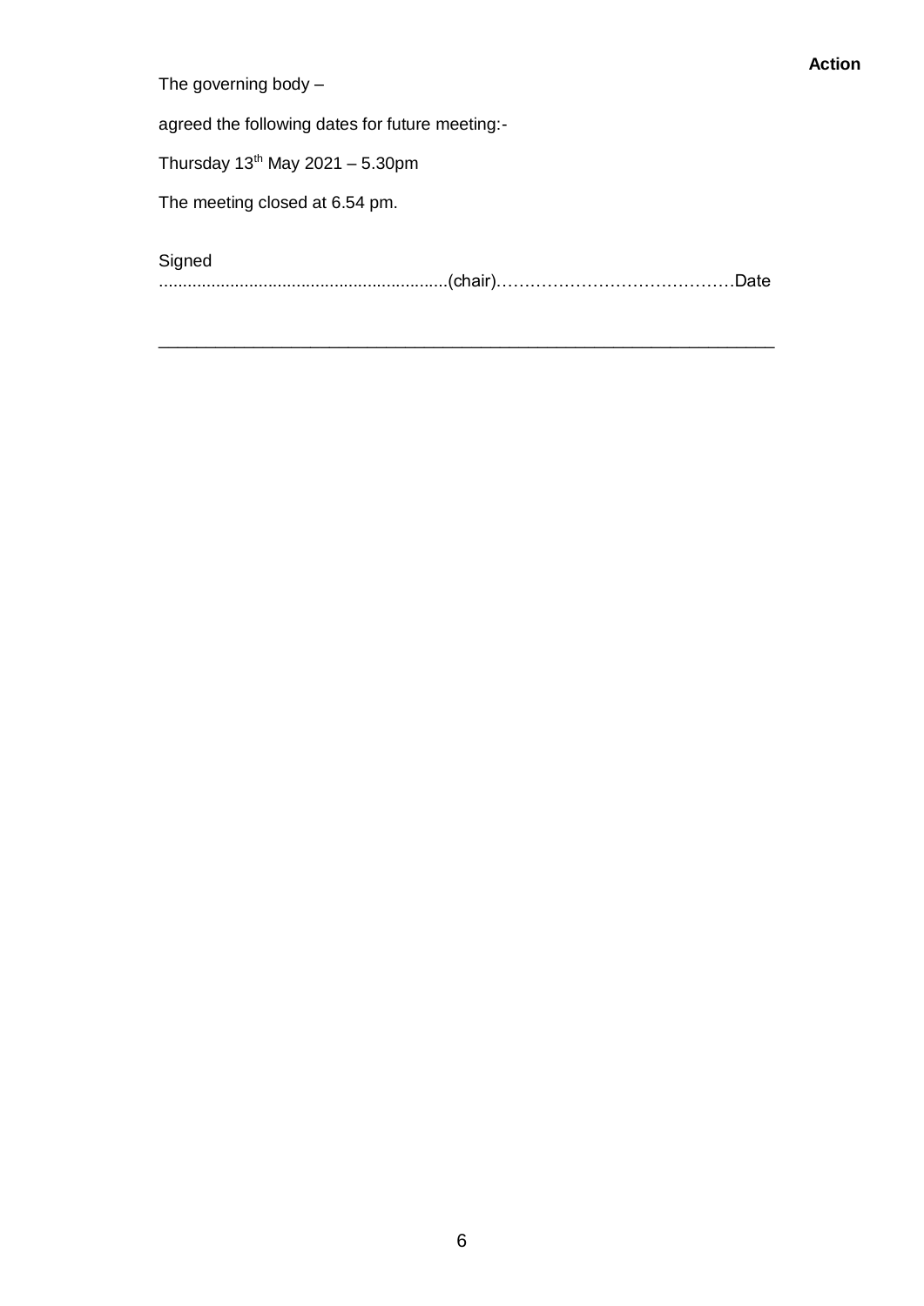**Action**

The governing body –

agreed the following dates for future meeting:-

Thursday 13th May 2021 – 5.30pm

The meeting closed at 6.54 pm.

Signed
............................................................(chair)……………………………………Date

---